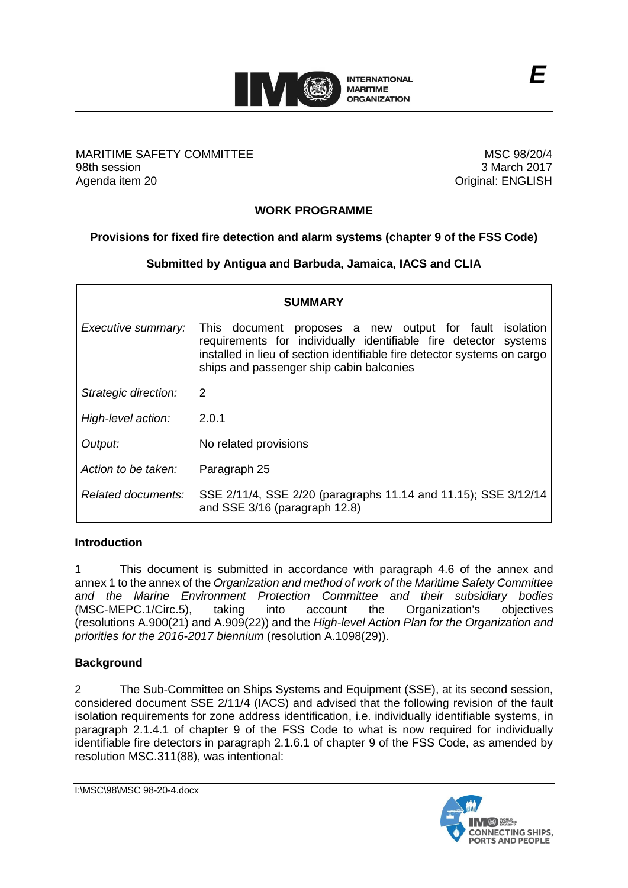E

MARITIME SAFETY COMMITTEE
98th session
Agenda item 20

MSC 98/20/4
3 March 2017
Original: ENGLISH

## WORK PROGRAMME

### Provisions for fixed fire detection and alarm systems (chapter 9 of the FSS Code)

**Submitted by Antigua and Barbuda, Jamaica, IACS and CLIA**

| **SUMMARY** | |
|---|---|
| *Executive summary:* | This document proposes a new output for fault isolation requirements for individually identifiable fire detector systems installed in lieu of section identifiable fire detector systems on cargo ships and passenger ship cabin balconies |
| *Strategic direction:* | 2 |
| *High-level action:* | 2.0.1 |
| *Output:* | No related provisions |
| *Action to be taken:* | Paragraph 25 |
| *Related documents:* | SSE 2/11/4, SSE 2/20 (paragraphs 11.14 and 11.15); SSE 3/12/14 and SSE 3/16 (paragraph 12.8) |

## Introduction

1 This document is submitted in accordance with paragraph 4.6 of the annex and annex 1 to the annex of the *Organization and method of work of the Maritime Safety Committee and the Marine Environment Protection Committee and their subsidiary bodies* (MSC-MEPC.1/Circ.5), taking into account the Organization's objectives (resolutions A.900(21) and A.909(22)) and the *High-level Action Plan for the Organization and priorities for the 2016-2017 biennium* (resolution A.1098(29)).

## Background

2 The Sub-Committee on Ships Systems and Equipment (SSE), at its second session, considered document SSE 2/11/4 (IACS) and advised that the following revision of the fault isolation requirements for zone address identification, i.e. individually identifiable systems, in paragraph 2.1.4.1 of chapter 9 of the FSS Code to what is now required for individually identifiable fire detectors in paragraph 2.1.6.1 of chapter 9 of the FSS Code, as amended by resolution MSC.311(88), was intentional: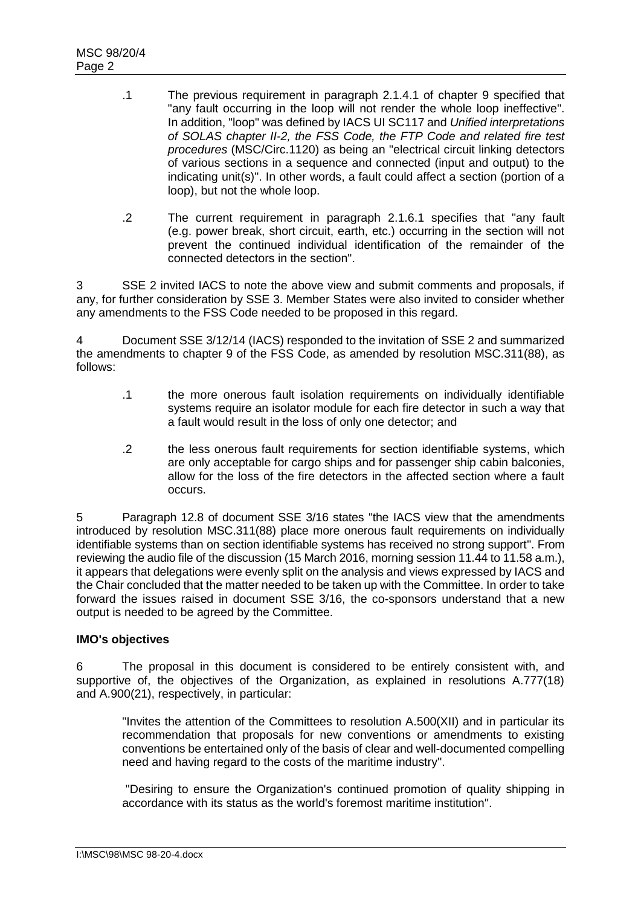.1 The previous requirement in paragraph 2.1.4.1 of chapter 9 specified that "any fault occurring in the loop will not render the whole loop ineffective". In addition, "loop" was defined by IACS UI SC117 and *Unified interpretations of SOLAS chapter II-2, the FSS Code, the FTP Code and related fire test procedures* (MSC/Circ.1120) as being an "electrical circuit linking detectors of various sections in a sequence and connected (input and output) to the indicating unit(s)". In other words, a fault could affect a section (portion of a loop), but not the whole loop.

.2 The current requirement in paragraph 2.1.6.1 specifies that "any fault (e.g. power break, short circuit, earth, etc.) occurring in the section will not prevent the continued individual identification of the remainder of the connected detectors in the section".

3 SSE 2 invited IACS to note the above view and submit comments and proposals, if any, for further consideration by SSE 3. Member States were also invited to consider whether any amendments to the FSS Code needed to be proposed in this regard.

4 Document SSE 3/12/14 (IACS) responded to the invitation of SSE 2 and summarized the amendments to chapter 9 of the FSS Code, as amended by resolution MSC.311(88), as follows:

.1 the more onerous fault isolation requirements on individually identifiable systems require an isolator module for each fire detector in such a way that a fault would result in the loss of only one detector; and

.2 the less onerous fault requirements for section identifiable systems, which are only acceptable for cargo ships and for passenger ship cabin balconies, allow for the loss of the fire detectors in the affected section where a fault occurs.

5 Paragraph 12.8 of document SSE 3/16 states "the IACS view that the amendments introduced by resolution MSC.311(88) place more onerous fault requirements on individually identifiable systems than on section identifiable systems has received no strong support". From reviewing the audio file of the discussion (15 March 2016, morning session 11.44 to 11.58 a.m.), it appears that delegations were evenly split on the analysis and views expressed by IACS and the Chair concluded that the matter needed to be taken up with the Committee. In order to take forward the issues raised in document SSE 3/16, the co-sponsors understand that a new output is needed to be agreed by the Committee.

**IMO's objectives**

6 The proposal in this document is considered to be entirely consistent with, and supportive of, the objectives of the Organization, as explained in resolutions A.777(18) and A.900(21), respectively, in particular:

"Invites the attention of the Committees to resolution A.500(XII) and in particular its recommendation that proposals for new conventions or amendments to existing conventions be entertained only of the basis of clear and well-documented compelling need and having regard to the costs of the maritime industry".

"Desiring to ensure the Organization's continued promotion of quality shipping in accordance with its status as the world's foremost maritime institution".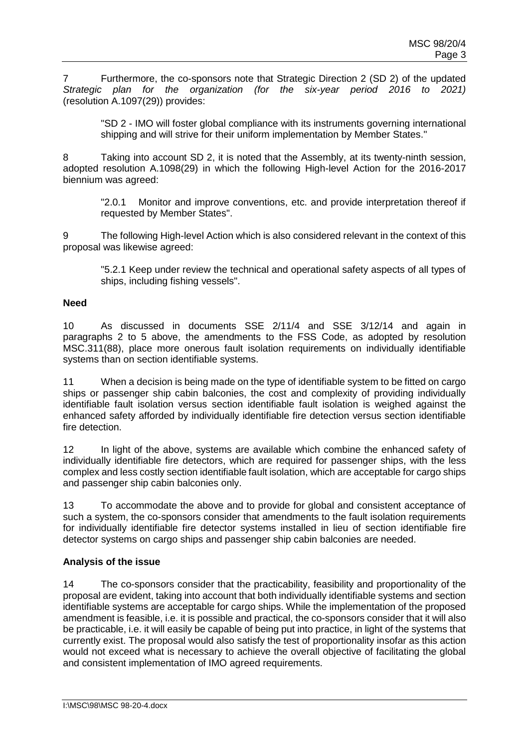7 Furthermore, the co-sponsors note that Strategic Direction 2 (SD 2) of the updated *Strategic plan for the organization (for the six-year period 2016 to 2021)* (resolution A.1097(29)) provides:

> "SD 2 - IMO will foster global compliance with its instruments governing international shipping and will strive for their uniform implementation by Member States."

8 Taking into account SD 2, it is noted that the Assembly, at its twenty-ninth session, adopted resolution A.1098(29) in which the following High-level Action for the 2016-2017 biennium was agreed:

> "2.0.1 Monitor and improve conventions, etc. and provide interpretation thereof if requested by Member States".

9 The following High-level Action which is also considered relevant in the context of this proposal was likewise agreed:

> "5.2.1 Keep under review the technical and operational safety aspects of all types of ships, including fishing vessels".

**Need**

10 As discussed in documents SSE 2/11/4 and SSE 3/12/14 and again in paragraphs 2 to 5 above, the amendments to the FSS Code, as adopted by resolution MSC.311(88), place more onerous fault isolation requirements on individually identifiable systems than on section identifiable systems.

11 When a decision is being made on the type of identifiable system to be fitted on cargo ships or passenger ship cabin balconies, the cost and complexity of providing individually identifiable fault isolation versus section identifiable fault isolation is weighed against the enhanced safety afforded by individually identifiable fire detection versus section identifiable fire detection.

12 In light of the above, systems are available which combine the enhanced safety of individually identifiable fire detectors, which are required for passenger ships, with the less complex and less costly section identifiable fault isolation, which are acceptable for cargo ships and passenger ship cabin balconies only.

13 To accommodate the above and to provide for global and consistent acceptance of such a system, the co-sponsors consider that amendments to the fault isolation requirements for individually identifiable fire detector systems installed in lieu of section identifiable fire detector systems on cargo ships and passenger ship cabin balconies are needed.

**Analysis of the issue**

14 The co-sponsors consider that the practicability, feasibility and proportionality of the proposal are evident, taking into account that both individually identifiable systems and section identifiable systems are acceptable for cargo ships. While the implementation of the proposed amendment is feasible, i.e. it is possible and practical, the co-sponsors consider that it will also be practicable, i.e. it will easily be capable of being put into practice, in light of the systems that currently exist. The proposal would also satisfy the test of proportionality insofar as this action would not exceed what is necessary to achieve the overall objective of facilitating the global and consistent implementation of IMO agreed requirements.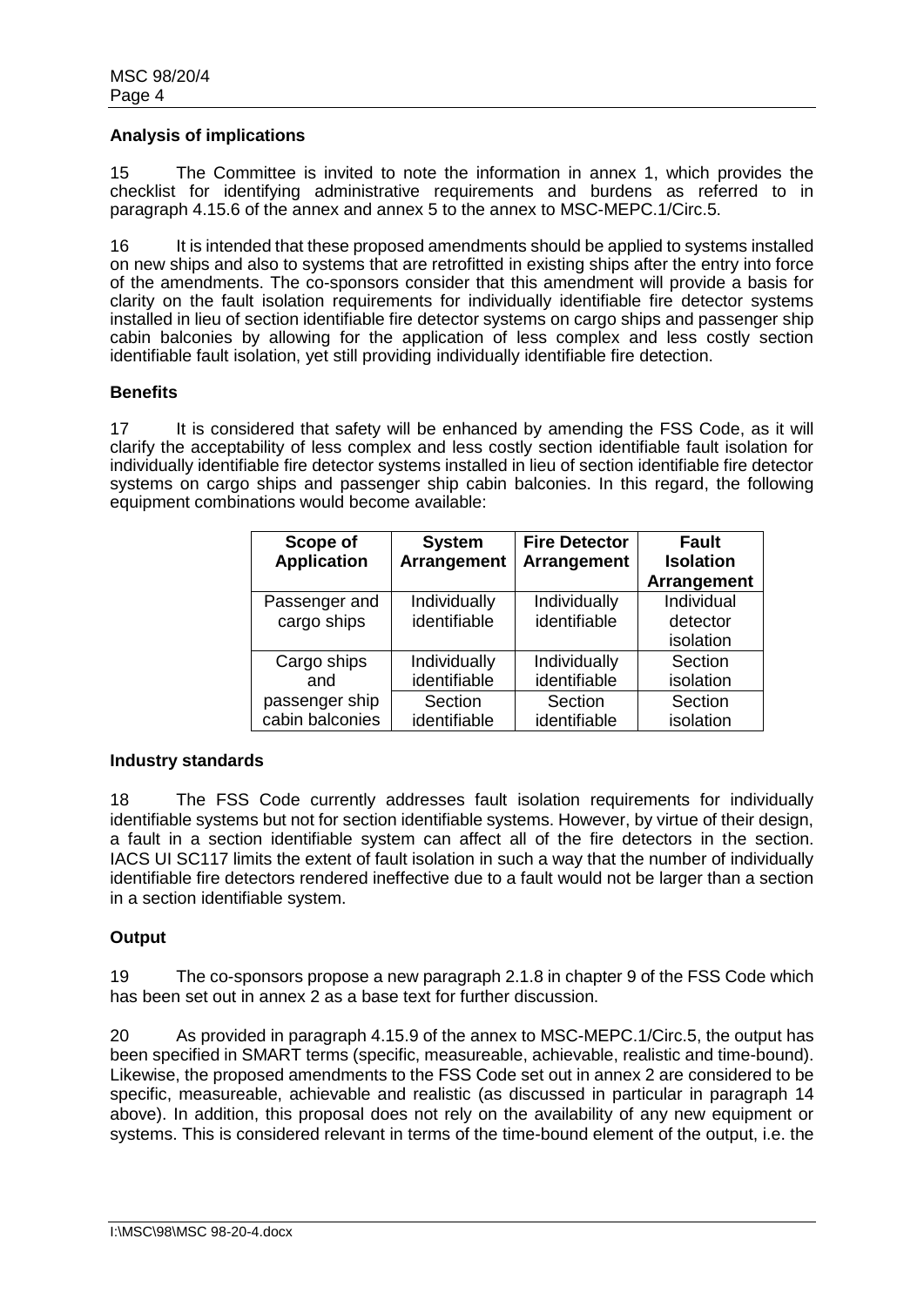**Analysis of implications**

15 The Committee is invited to note the information in annex 1, which provides the checklist for identifying administrative requirements and burdens as referred to in paragraph 4.15.6 of the annex and annex 5 to the annex to MSC-MEPC.1/Circ.5.

16 It is intended that these proposed amendments should be applied to systems installed on new ships and also to systems that are retrofitted in existing ships after the entry into force of the amendments. The co-sponsors consider that this amendment will provide a basis for clarity on the fault isolation requirements for individually identifiable fire detector systems installed in lieu of section identifiable fire detector systems on cargo ships and passenger ship cabin balconies by allowing for the application of less complex and less costly section identifiable fault isolation, yet still providing individually identifiable fire detection.

**Benefits**

17 It is considered that safety will be enhanced by amending the FSS Code, as it will clarify the acceptability of less complex and less costly section identifiable fault isolation for individually identifiable fire detector systems installed in lieu of section identifiable fire detector systems on cargo ships and passenger ship cabin balconies. In this regard, the following equipment combinations would become available:

| Scope of Application | System Arrangement | Fire Detector Arrangement | Fault Isolation Arrangement |
|---|---|---|---|
| Passenger and cargo ships | Individually identifiable | Individually identifiable | Individual detector isolation |
| Cargo ships and passenger ship cabin balconies | Individually identifiable | Individually identifiable | Section isolation |
| | Section identifiable | Section identifiable | Section isolation |

**Industry standards**

18 The FSS Code currently addresses fault isolation requirements for individually identifiable systems but not for section identifiable systems. However, by virtue of their design, a fault in a section identifiable system can affect all of the fire detectors in the section. IACS UI SC117 limits the extent of fault isolation in such a way that the number of individually identifiable fire detectors rendered ineffective due to a fault would not be larger than a section in a section identifiable system.

**Output**

19 The co-sponsors propose a new paragraph 2.1.8 in chapter 9 of the FSS Code which has been set out in annex 2 as a base text for further discussion.

20 As provided in paragraph 4.15.9 of the annex to MSC-MEPC.1/Circ.5, the output has been specified in SMART terms (specific, measureable, achievable, realistic and time-bound). Likewise, the proposed amendments to the FSS Code set out in annex 2 are considered to be specific, measureable, achievable and realistic (as discussed in particular in paragraph 14 above). In addition, this proposal does not rely on the availability of any new equipment or systems. This is considered relevant in terms of the time-bound element of the output, i.e. the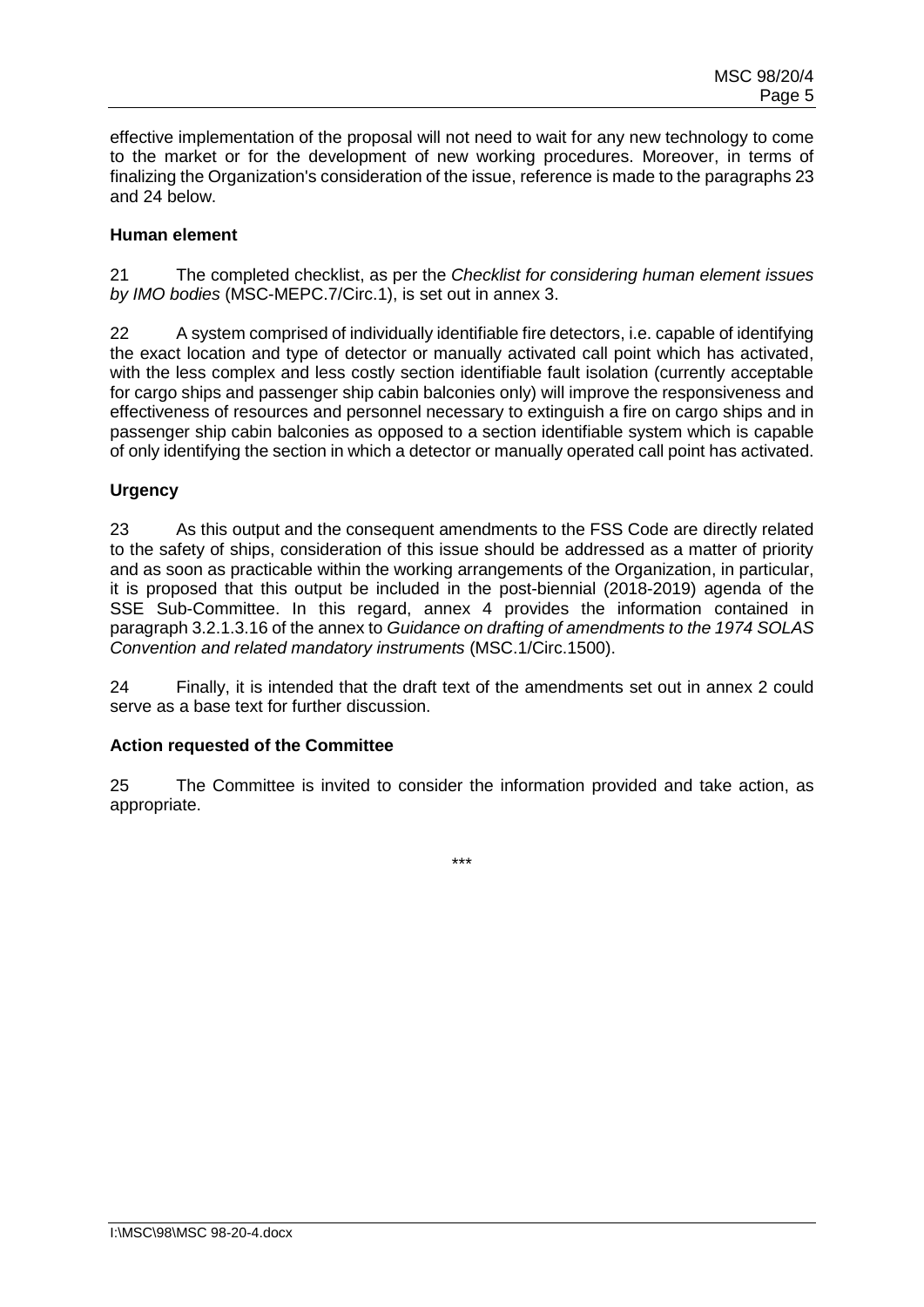effective implementation of the proposal will not need to wait for any new technology to come to the market or for the development of new working procedures. Moreover, in terms of finalizing the Organization's consideration of the issue, reference is made to the paragraphs 23 and 24 below.

**Human element**

21 The completed checklist, as per the *Checklist for considering human element issues by IMO bodies* (MSC-MEPC.7/Circ.1), is set out in annex 3.

22 A system comprised of individually identifiable fire detectors, i.e. capable of identifying the exact location and type of detector or manually activated call point which has activated, with the less complex and less costly section identifiable fault isolation (currently acceptable for cargo ships and passenger ship cabin balconies only) will improve the responsiveness and effectiveness of resources and personnel necessary to extinguish a fire on cargo ships and in passenger ship cabin balconies as opposed to a section identifiable system which is capable of only identifying the section in which a detector or manually operated call point has activated.

**Urgency**

23 As this output and the consequent amendments to the FSS Code are directly related to the safety of ships, consideration of this issue should be addressed as a matter of priority and as soon as practicable within the working arrangements of the Organization, in particular, it is proposed that this output be included in the post-biennial (2018-2019) agenda of the SSE Sub-Committee. In this regard, annex 4 provides the information contained in paragraph 3.2.1.3.16 of the annex to *Guidance on drafting of amendments to the 1974 SOLAS Convention and related mandatory instruments* (MSC.1/Circ.1500).

24 Finally, it is intended that the draft text of the amendments set out in annex 2 could serve as a base text for further discussion.

**Action requested of the Committee**

25 The Committee is invited to consider the information provided and take action, as appropriate.

\*\*\*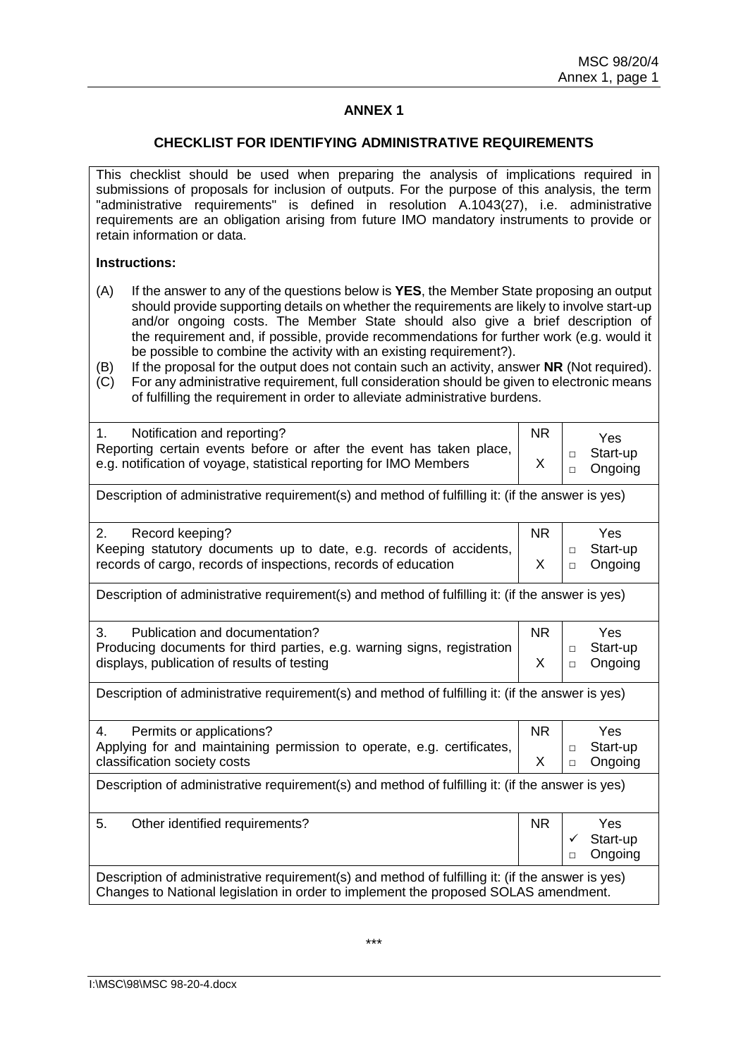# ANNEX 1

## CHECKLIST FOR IDENTIFYING ADMINISTRATIVE REQUIREMENTS

This checklist should be used when preparing the analysis of implications required in submissions of proposals for inclusion of outputs. For the purpose of this analysis, the term "administrative requirements" is defined in resolution A.1043(27), i.e. administrative requirements are an obligation arising from future IMO mandatory instruments to provide or retain information or data.

**Instructions:**

(A) If the answer to any of the questions below is **YES**, the Member State proposing an output should provide supporting details on whether the requirements are likely to involve start-up and/or ongoing costs. The Member State should also give a brief description of the requirement and, if possible, provide recommendations for further work (e.g. would it be possible to combine the activity with an existing requirement?).

(B) If the proposal for the output does not contain such an activity, answer **NR** (Not required).

(C) For any administrative requirement, full consideration should be given to electronic means of fulfilling the requirement in order to alleviate administrative burdens.

| Requirement | NR | Yes |
|---|---|---|
| 1. Notification and reporting?<br>Reporting certain events before or after the event has taken place, e.g. notification of voyage, statistical reporting for IMO Members | X | □ Start-up<br>□ Ongoing |
| Description of administrative requirement(s) and method of fulfilling it: (if the answer is yes) | | |
| 2. Record keeping?<br>Keeping statutory documents up to date, e.g. records of accidents, records of cargo, records of inspections, records of education | X | □ Start-up<br>□ Ongoing |
| Description of administrative requirement(s) and method of fulfilling it: (if the answer is yes) | | |
| 3. Publication and documentation?<br>Producing documents for third parties, e.g. warning signs, registration displays, publication of results of testing | X | □ Start-up<br>□ Ongoing |
| Description of administrative requirement(s) and method of fulfilling it: (if the answer is yes) | | |
| 4. Permits or applications?<br>Applying for and maintaining permission to operate, e.g. certificates, classification society costs | X | □ Start-up<br>□ Ongoing |
| Description of administrative requirement(s) and method of fulfilling it: (if the answer is yes) | | |
| 5. Other identified requirements? | | ✓ Start-up<br>□ Ongoing |
| Description of administrative requirement(s) and method of fulfilling it: (if the answer is yes)<br>Changes to National legislation in order to implement the proposed SOLAS amendment. | | |

***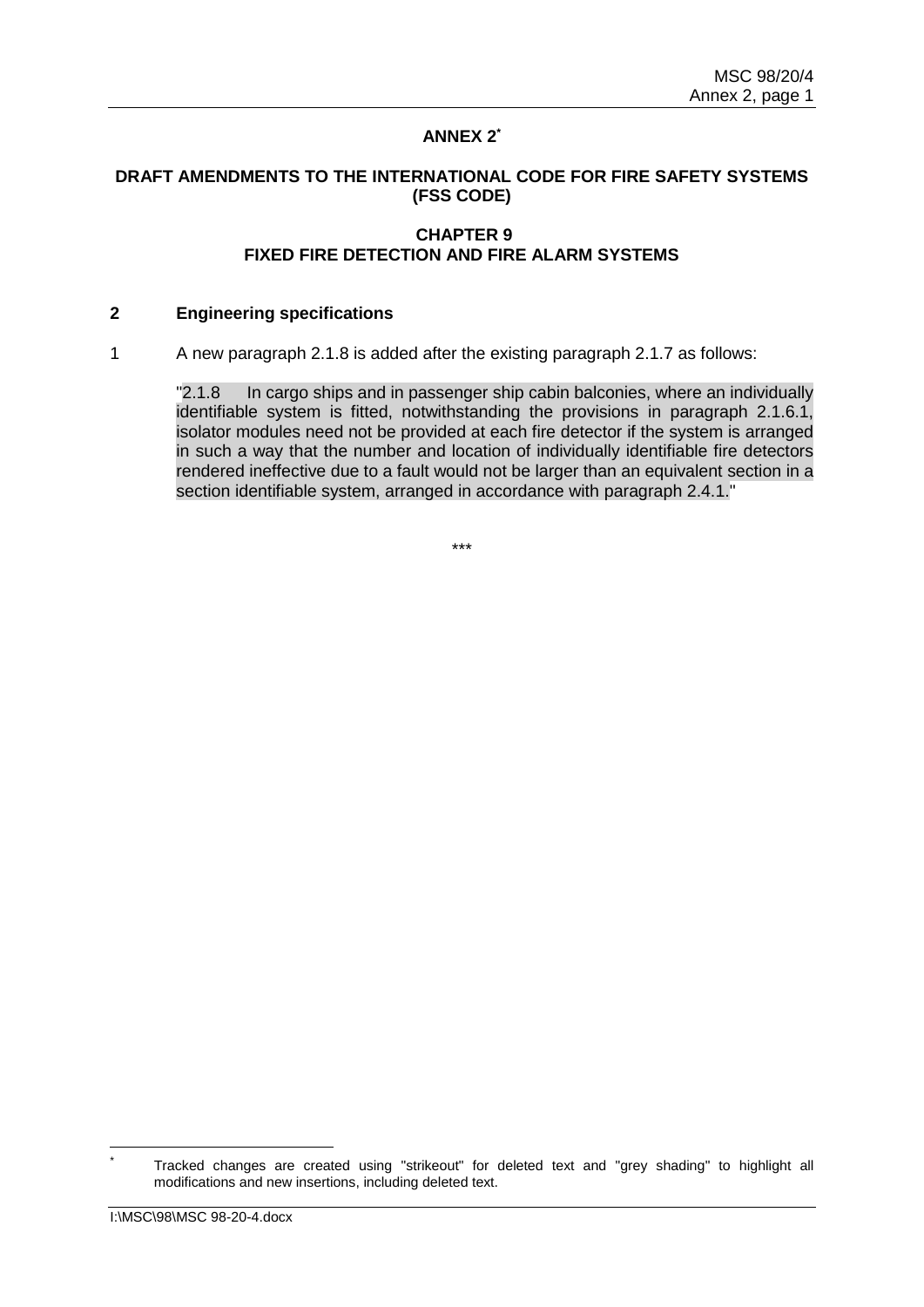# ANNEX 2[*]

## DRAFT AMENDMENTS TO THE INTERNATIONAL CODE FOR FIRE SAFETY SYSTEMS (FSS CODE)

### CHAPTER 9
### FIXED FIRE DETECTION AND FIRE ALARM SYSTEMS

**2 Engineering specifications**

1 A new paragraph 2.1.8 is added after the existing paragraph 2.1.7 as follows:

"2.1.8 In cargo ships and in passenger ship cabin balconies, where an individually identifiable system is fitted, notwithstanding the provisions in paragraph 2.1.6.1, isolator modules need not be provided at each fire detector if the system is arranged in such a way that the number and location of individually identifiable fire detectors rendered ineffective due to a fault would not be larger than an equivalent section in a section identifiable system, arranged in accordance with paragraph 2.4.1."

***

[*] Tracked changes are created using "strikeout" for deleted text and "grey shading" to highlight all modifications and new insertions, including deleted text.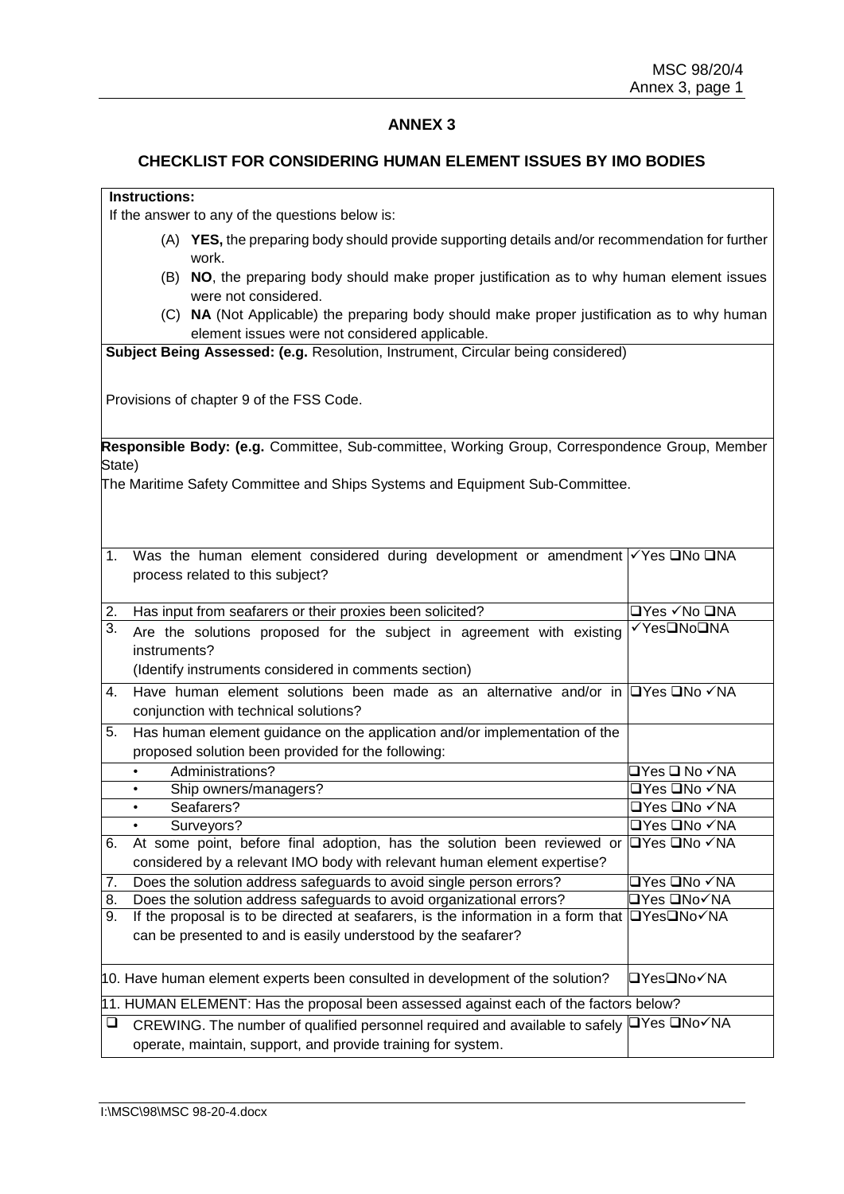## ANNEX 3

### CHECKLIST FOR CONSIDERING HUMAN ELEMENT ISSUES BY IMO BODIES

**Instructions:**

If the answer to any of the questions below is:

(A) **YES,** the preparing body should provide supporting details and/or recommendation for further work.

(B) **NO**, the preparing body should make proper justification as to why human element issues were not considered.

(C) **NA** (Not Applicable) the preparing body should make proper justification as to why human element issues were not considered applicable.

**Subject Being Assessed: (e.g.** Resolution, Instrument, Circular being considered)

Provisions of chapter 9 of the FSS Code.

**Responsible Body: (e.g.** Committee, Sub-committee, Working Group, Correspondence Group, Member State)

The Maritime Safety Committee and Ships Systems and Equipment Sub-Committee.

| | | |
|---|---|---|
| 1. | Was the human element considered during development or amendment process related to this subject? | ✓Yes ❑No ❑NA |
| 2. | Has input from seafarers or their proxies been solicited? | ❑Yes ✓No ❑NA |
| 3. | Are the solutions proposed for the subject in agreement with existing instruments? (Identify instruments considered in comments section) | ✓Yes❑No❑NA |
| 4. | Have human element solutions been made as an alternative and/or in conjunction with technical solutions? | ❑Yes ❑No ✓NA |
| 5. | Has human element guidance on the application and/or implementation of the proposed solution been provided for the following: | |
| | • Administrations? | ❑Yes ❑ No ✓NA |
| | • Ship owners/managers? | ❑Yes ❑No ✓NA |
| | • Seafarers? | ❑Yes ❑No ✓NA |
| | • Surveyors? | ❑Yes ❑No ✓NA |
| 6. | At some point, before final adoption, has the solution been reviewed or considered by a relevant IMO body with relevant human element expertise? | ❑Yes ❑No ✓NA |
| 7. | Does the solution address safeguards to avoid single person errors? | ❑Yes ❑No ✓NA |
| 8. | Does the solution address safeguards to avoid organizational errors? | ❑Yes ❑No✓NA |
| 9. | If the proposal is to be directed at seafarers, is the information in a form that can be presented to and is easily understood by the seafarer? | ❑Yes❑No✓NA |
| 10. | Have human element experts been consulted in development of the solution? | ❑Yes❑No✓NA |
| 11. | HUMAN ELEMENT: Has the proposal been assessed against each of the factors below? | |
| ❑ | CREWING. The number of qualified personnel required and available to safely operate, maintain, support, and provide training for system. | ❑Yes ❑No✓NA |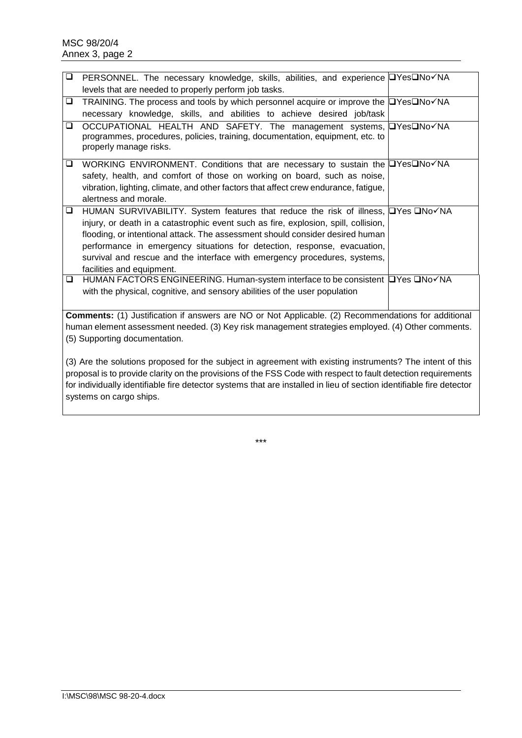| | | |
|---|---|---|
| ❑ | PERSONNEL. The necessary knowledge, skills, abilities, and experience levels that are needed to properly perform job tasks. | ❑Yes❑No✓NA |
| ❑ | TRAINING. The process and tools by which personnel acquire or improve the necessary knowledge, skills, and abilities to achieve desired job/task | ❑Yes❑No✓NA |
| ❑ | OCCUPATIONAL HEALTH AND SAFETY. The management systems, programmes, procedures, policies, training, documentation, equipment, etc. to properly manage risks. | ❑Yes❑No✓NA |
| ❑ | WORKING ENVIRONMENT. Conditions that are necessary to sustain the safety, health, and comfort of those on working on board, such as noise, vibration, lighting, climate, and other factors that affect crew endurance, fatigue, alertness and morale. | ❑Yes❑No✓NA |
| ❑ | HUMAN SURVIVABILITY. System features that reduce the risk of illness, injury, or death in a catastrophic event such as fire, explosion, spill, collision, flooding, or intentional attack. The assessment should consider desired human performance in emergency situations for detection, response, evacuation, survival and rescue and the interface with emergency procedures, systems, facilities and equipment. | ❑Yes ❑No✓NA |
| ❑ | HUMAN FACTORS ENGINEERING. Human-system interface to be consistent with the physical, cognitive, and sensory abilities of the user population | ❑Yes ❑No✓NA |

**Comments:** (1) Justification if answers are NO or Not Applicable. (2) Recommendations for additional human element assessment needed. (3) Key risk management strategies employed. (4) Other comments. (5) Supporting documentation.

(3) Are the solutions proposed for the subject in agreement with existing instruments? The intent of this proposal is to provide clarity on the provisions of the FSS Code with respect to fault detection requirements for individually identifiable fire detector systems that are installed in lieu of section identifiable fire detector systems on cargo ships.

***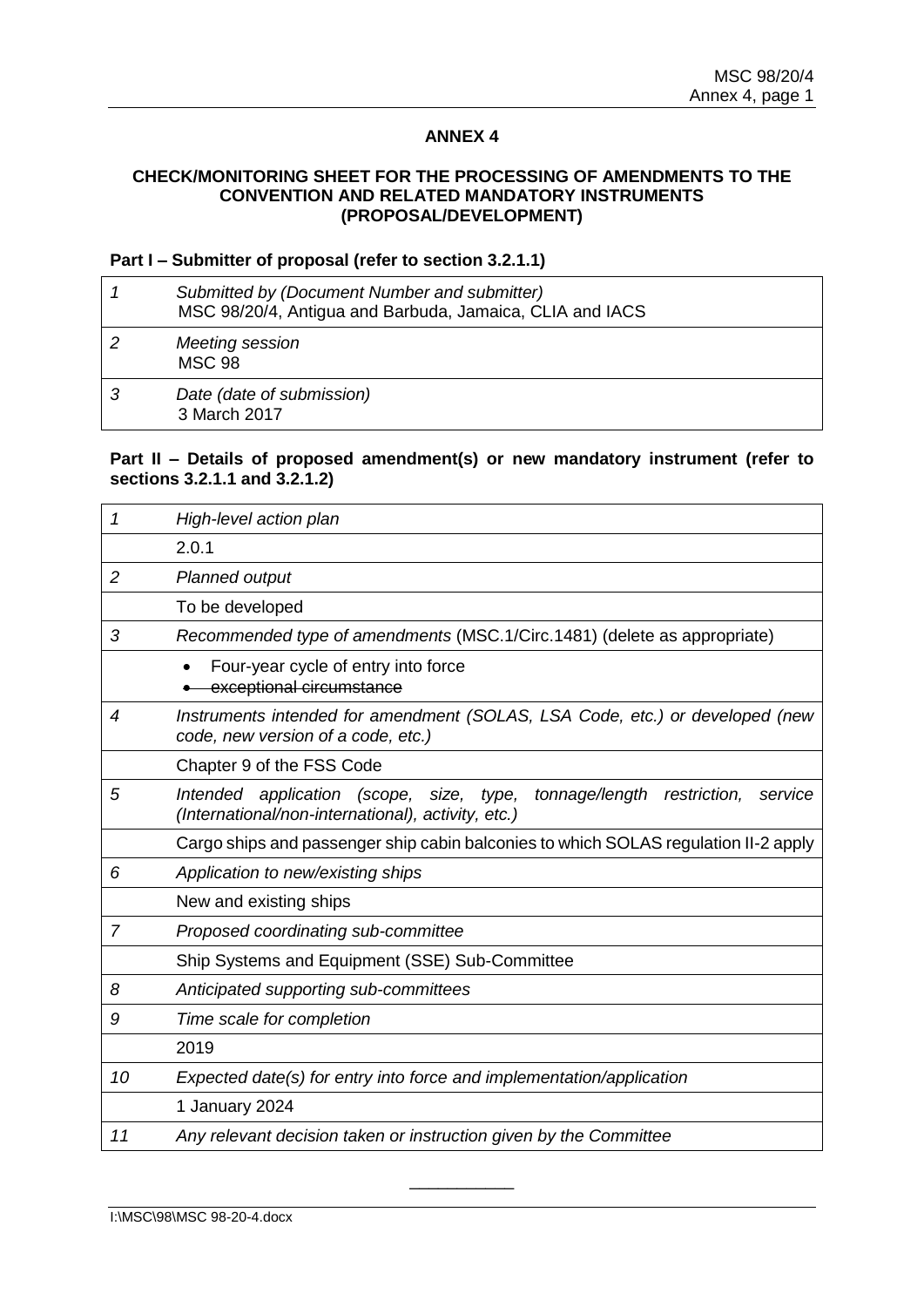## ANNEX 4

### CHECK/MONITORING SHEET FOR THE PROCESSING OF AMENDMENTS TO THE CONVENTION AND RELATED MANDATORY INSTRUMENTS (PROPOSAL/DEVELOPMENT)

**Part I – Submitter of proposal (refer to section 3.2.1.1)**

| | |
|---|---|
| *1* | *Submitted by (Document Number and submitter)*<br>MSC 98/20/4, Antigua and Barbuda, Jamaica, CLIA and IACS |
| *2* | *Meeting session*<br>MSC 98 |
| *3* | *Date (date of submission)*<br>3 March 2017 |

**Part II – Details of proposed amendment(s) or new mandatory instrument (refer to sections 3.2.1.1 and 3.2.1.2)**

| | |
|---|---|
| *1* | *High-level action plan* |
| | 2.0.1 |
| *2* | *Planned output* |
| | To be developed |
| *3* | *Recommended type of amendments* (MSC.1/Circ.1481) (delete as appropriate) |
| | • Four-year cycle of entry into force<br>• ~~exceptional circumstance~~ |
| *4* | *Instruments intended for amendment (SOLAS, LSA Code, etc.) or developed (new code, new version of a code, etc.)* |
| | Chapter 9 of the FSS Code |
| *5* | *Intended application (scope, size, type, tonnage/length restriction, service (International/non-international), activity, etc.)* |
| | Cargo ships and passenger ship cabin balconies to which SOLAS regulation II-2 apply |
| *6* | *Application to new/existing ships* |
| | New and existing ships |
| *7* | *Proposed coordinating sub-committee* |
| | Ship Systems and Equipment (SSE) Sub-Committee |
| *8* | *Anticipated supporting sub-committees* |
| *9* | *Time scale for completion* |
| | 2019 |
| *10* | *Expected date(s) for entry into force and implementation/application* |
| | 1 January 2024 |
| *11* | *Any relevant decision taken or instruction given by the Committee* |

___________